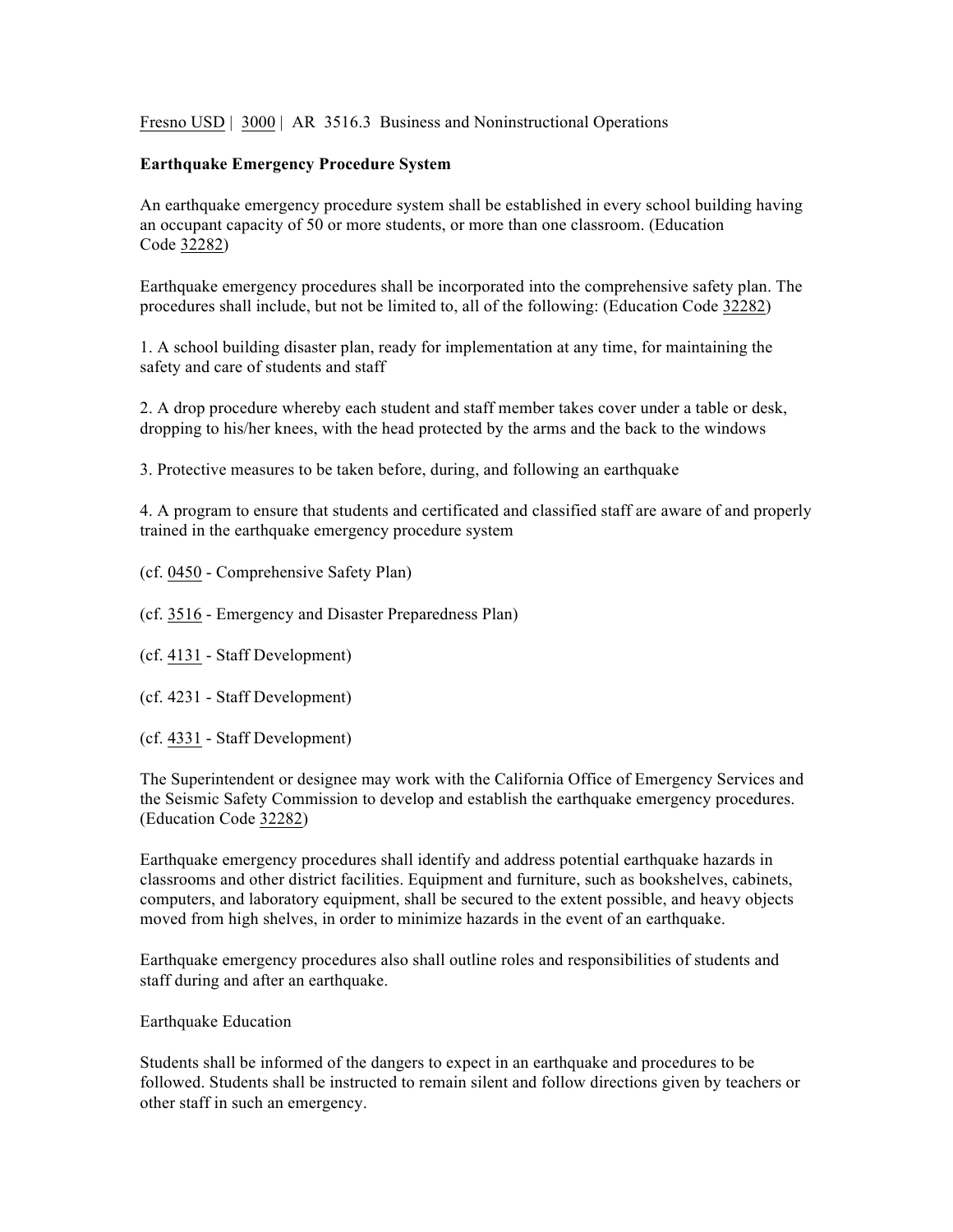Fresno USD | 3000 | AR 3516.3 Business and Noninstructional Operations

**Earthquake Emergency Procedure System**

An earthquake emergency procedure system shall be established in every school building having an occupant capacity of 50 or more students, or more than one classroom. (Education Code 32282)

Earthquake emergency procedures shall be incorporated into the comprehensive safety plan. The procedures shall include, but not be limited to, all of the following: (Education Code 32282)

1. A school building disaster plan, ready for implementation at any time, for maintaining the safety and care of students and staff

2. A drop procedure whereby each student and staff member takes cover under a table or desk, dropping to his/her knees, with the head protected by the arms and the back to the windows

3. Protective measures to be taken before, during, and following an earthquake

4. A program to ensure that students and certificated and classified staff are aware of and properly trained in the earthquake emergency procedure system

(cf. 0450 - Comprehensive Safety Plan)

(cf. 3516 - Emergency and Disaster Preparedness Plan)

(cf. 4131 - Staff Development)

(cf. 4231 - Staff Development)

(cf. 4331 - Staff Development)

The Superintendent or designee may work with the California Office of Emergency Services and the Seismic Safety Commission to develop and establish the earthquake emergency procedures. (Education Code 32282)

Earthquake emergency procedures shall identify and address potential earthquake hazards in classrooms and other district facilities. Equipment and furniture, such as bookshelves, cabinets, computers, and laboratory equipment, shall be secured to the extent possible, and heavy objects moved from high shelves, in order to minimize hazards in the event of an earthquake.

Earthquake emergency procedures also shall outline roles and responsibilities of students and staff during and after an earthquake.

Earthquake Education

Students shall be informed of the dangers to expect in an earthquake and procedures to be followed. Students shall be instructed to remain silent and follow directions given by teachers or other staff in such an emergency.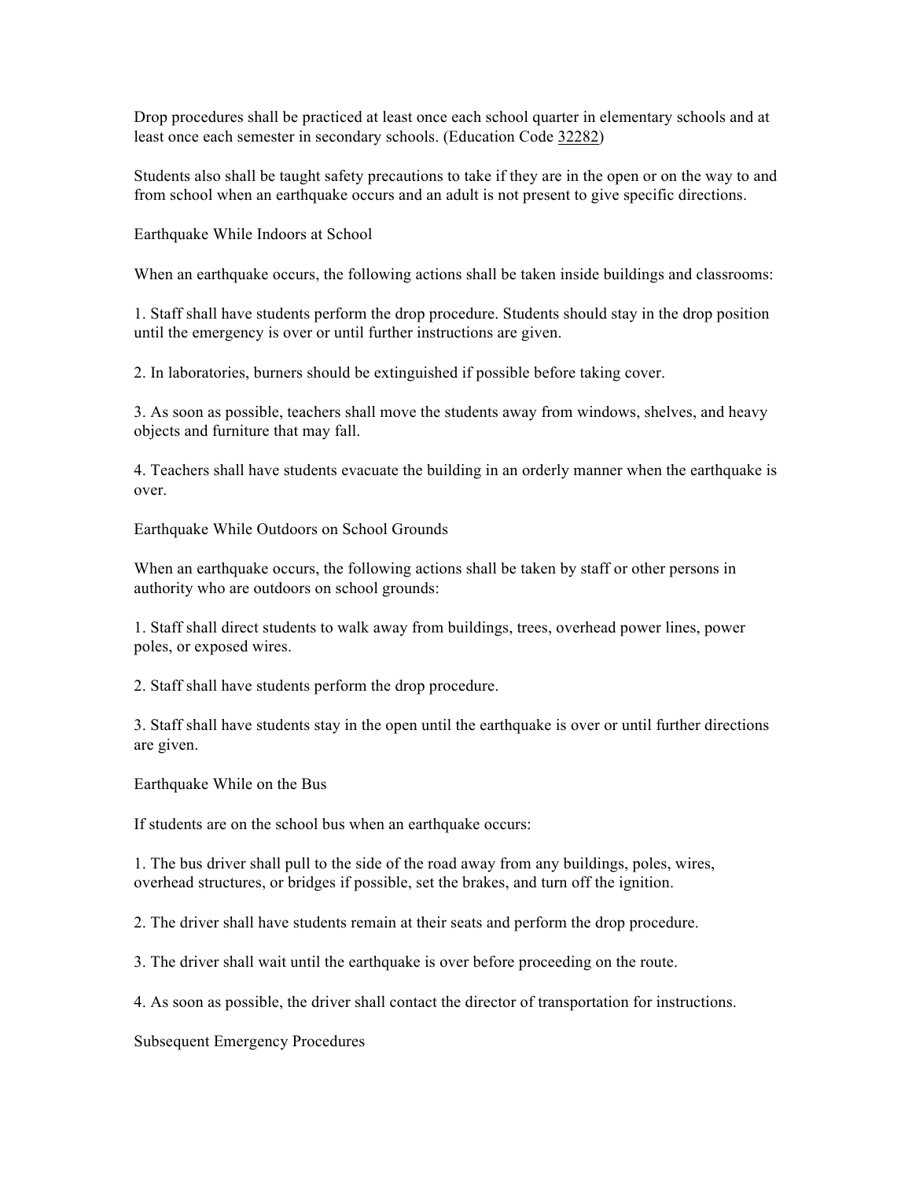Drop procedures shall be practiced at least once each school quarter in elementary schools and at least once each semester in secondary schools. (Education Code 32282)

Students also shall be taught safety precautions to take if they are in the open or on the way to and from school when an earthquake occurs and an adult is not present to give specific directions.

## Earthquake While Indoors at School

When an earthquake occurs, the following actions shall be taken inside buildings and classrooms:

1. Staff shall have students perform the drop procedure. Students should stay in the drop position until the emergency is over or until further instructions are given.

2. In laboratories, burners should be extinguished if possible before taking cover.

3. As soon as possible, teachers shall move the students away from windows, shelves, and heavy objects and furniture that may fall.

4. Teachers shall have students evacuate the building in an orderly manner when the earthquake is over.

## Earthquake While Outdoors on School Grounds

When an earthquake occurs, the following actions shall be taken by staff or other persons in authority who are outdoors on school grounds:

1. Staff shall direct students to walk away from buildings, trees, overhead power lines, power poles, or exposed wires.

2. Staff shall have students perform the drop procedure.

3. Staff shall have students stay in the open until the earthquake is over or until further directions are given.

## Earthquake While on the Bus

If students are on the school bus when an earthquake occurs:

1. The bus driver shall pull to the side of the road away from any buildings, poles, wires, overhead structures, or bridges if possible, set the brakes, and turn off the ignition.

2. The driver shall have students remain at their seats and perform the drop procedure.

3. The driver shall wait until the earthquake is over before proceeding on the route.

4. As soon as possible, the driver shall contact the director of transportation for instructions.

## Subsequent Emergency Procedures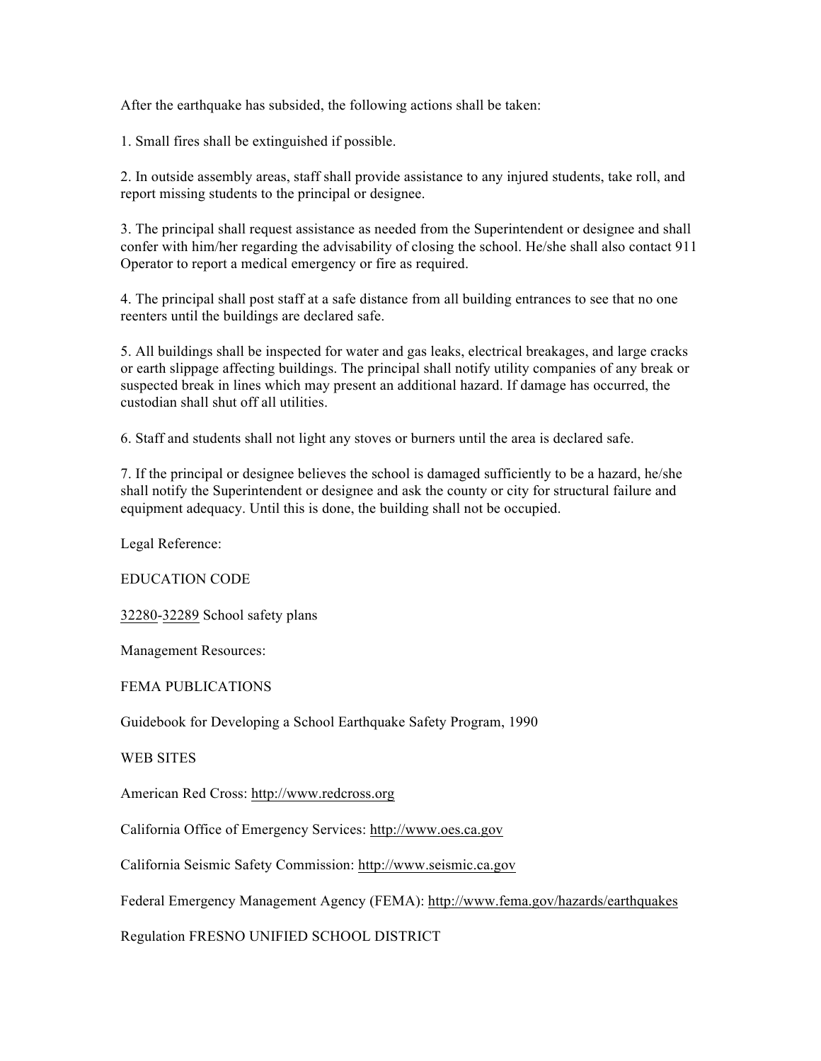After the earthquake has subsided, the following actions shall be taken:

1. Small fires shall be extinguished if possible.

2. In outside assembly areas, staff shall provide assistance to any injured students, take roll, and report missing students to the principal or designee.

3. The principal shall request assistance as needed from the Superintendent or designee and shall confer with him/her regarding the advisability of closing the school. He/she shall also contact 911 Operator to report a medical emergency or fire as required.

4. The principal shall post staff at a safe distance from all building entrances to see that no one reenters until the buildings are declared safe.

5. All buildings shall be inspected for water and gas leaks, electrical breakages, and large cracks or earth slippage affecting buildings. The principal shall notify utility companies of any break or suspected break in lines which may present an additional hazard. If damage has occurred, the custodian shall shut off all utilities.

6. Staff and students shall not light any stoves or burners until the area is declared safe.

7. If the principal or designee believes the school is damaged sufficiently to be a hazard, he/she shall notify the Superintendent or designee and ask the county or city for structural failure and equipment adequacy. Until this is done, the building shall not be occupied.

Legal Reference:

EDUCATION CODE

32280-32289 School safety plans

Management Resources:

FEMA PUBLICATIONS

Guidebook for Developing a School Earthquake Safety Program, 1990

WEB SITES

American Red Cross: http://www.redcross.org

California Office of Emergency Services: http://www.oes.ca.gov

California Seismic Safety Commission: http://www.seismic.ca.gov

Federal Emergency Management Agency (FEMA): http://www.fema.gov/hazards/earthquakes

Regulation FRESNO UNIFIED SCHOOL DISTRICT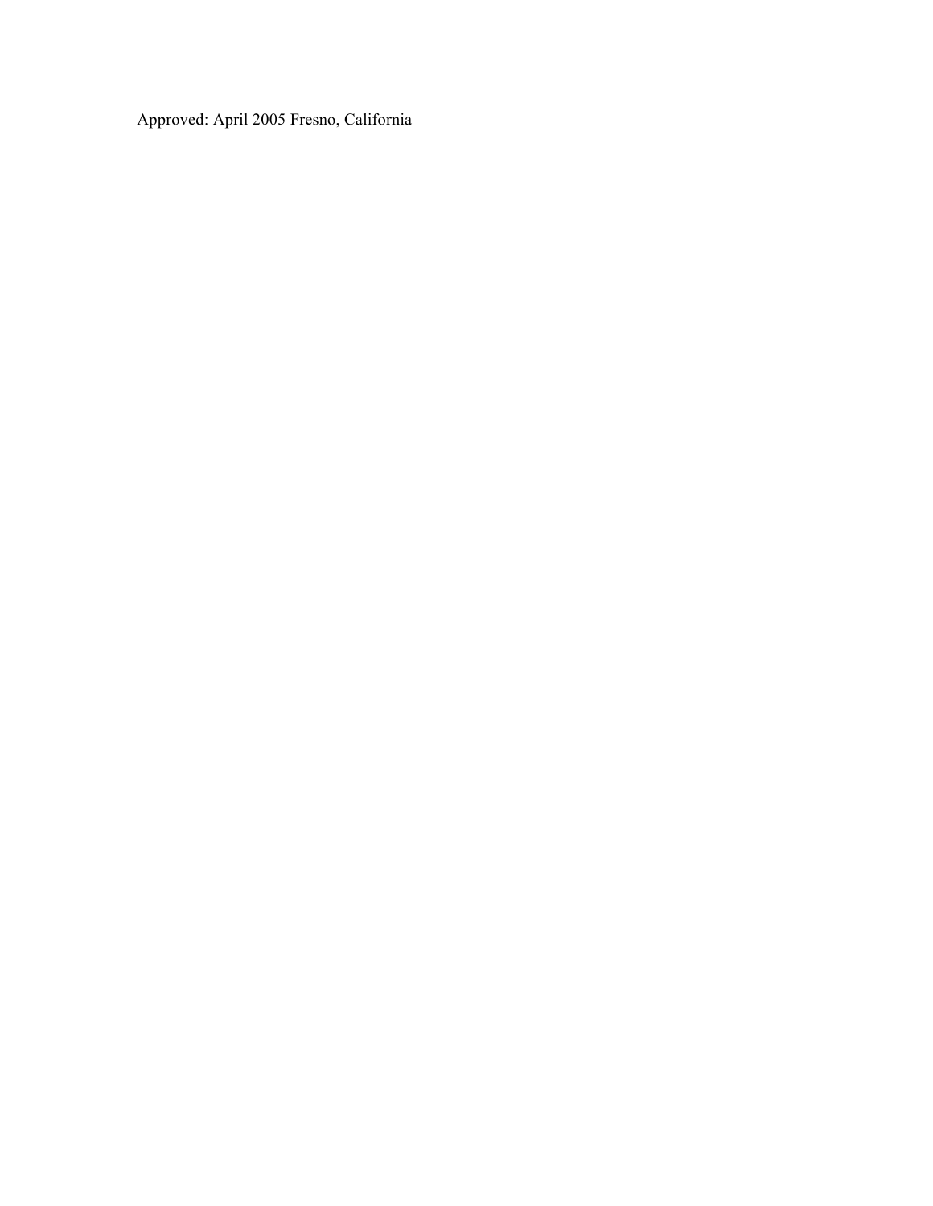Approved: April 2005 Fresno, California